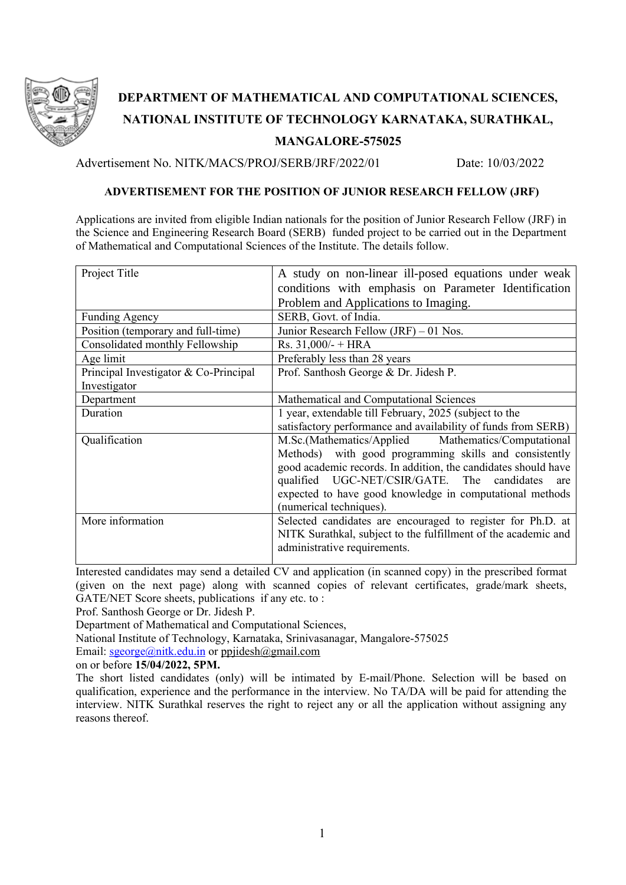# DEPARTMENT OF MATHEMATICAL AND COMPUTATIONAL SCIENCES, NATIONAL INSTITUTE OF TECHNOLOGY KARNATAKA, SURATHKAL, MANGALORE-575025

Advertisement No. NITK/MACS/PROJ/SERB/JRF/2022/01 Date: 10/03/2022

## ADVERTISEMENT FOR THE POSITION OF JUNIOR RESEARCH FELLOW (JRF)

Applications are invited from eligible Indian nationals for the position of Junior Research Fellow (JRF) in the Science and Engineering Research Board (SERB) funded project to be carried out in the Department of Mathematical and Computational Sciences of the Institute. The details follow.

| Project Title | A study on non-linear ill-posed equations under weak conditions with emphasis on Parameter Identification Problem and Applications to Imaging. |
|---|---|
| Funding Agency | SERB, Govt. of India. |
| Position (temporary and full-time) | Junior Research Fellow (JRF) – 01 Nos. |
| Consolidated monthly Fellowship | Rs. 31,000/- + HRA |
| Age limit | Preferably less than 28 years |
| Principal Investigator & Co-Principal Investigator | Prof. Santhosh George & Dr. Jidesh P. |
| Department | Mathematical and Computational Sciences |
| Duration | 1 year, extendable till February, 2025 (subject to the satisfactory performance and availability of funds from SERB) |
| Qualification | M.Sc.(Mathematics/Applied Mathematics/Computational Methods) with good programming skills and consistently good academic records. In addition, the candidates should have qualified UGC-NET/CSIR/GATE. The candidates are expected to have good knowledge in computational methods (numerical techniques). |
| More information | Selected candidates are encouraged to register for Ph.D. at NITK Surathkal, subject to the fulfillment of the academic and administrative requirements. |

Interested candidates may send a detailed CV and application (in scanned copy) in the prescribed format (given on the next page) along with scanned copies of relevant certificates, grade/mark sheets, GATE/NET Score sheets, publications if any etc. to :

Prof. Santhosh George or Dr. Jidesh P.
Department of Mathematical and Computational Sciences,
National Institute of Technology, Karnataka, Srinivasanagar, Mangalore-575025
Email: sgeorge@nitk.edu.in or ppjidesh@gmail.com
on or before **15/04/2022, 5PM.**

The short listed candidates (only) will be intimated by E-mail/Phone. Selection will be based on qualification, experience and the performance in the interview. No TA/DA will be paid for attending the interview. NITK Surathkal reserves the right to reject any or all the application without assigning any reasons thereof.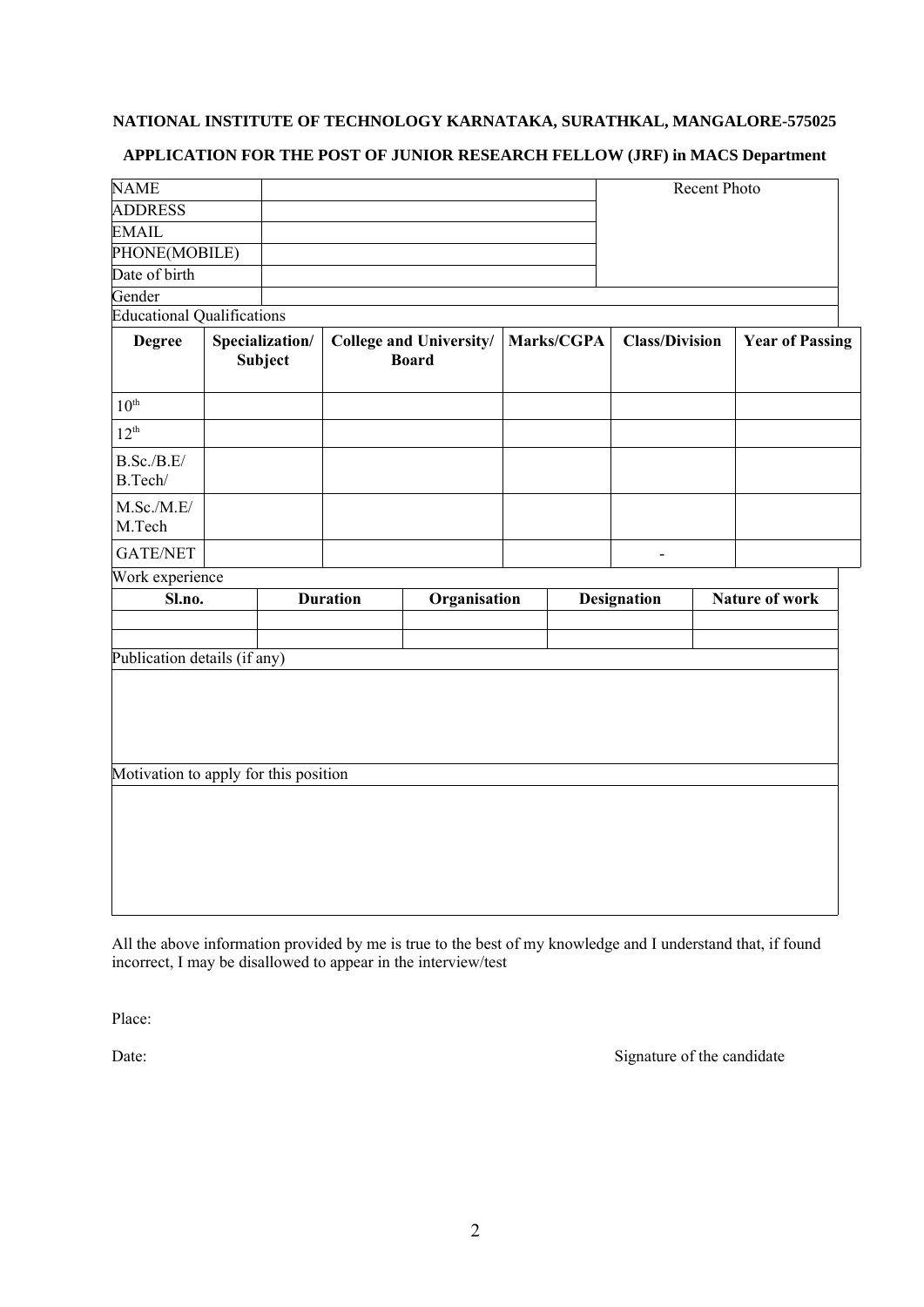**NATIONAL INSTITUTE OF TECHNOLOGY KARNATAKA, SURATHKAL, MANGALORE-575025**

**APPLICATION FOR THE POST OF JUNIOR RESEARCH FELLOW (JRF) in MACS Department**

| | | |
|---|---|---|
| NAME | | Recent Photo |
| ADDRESS | | |
| EMAIL | | |
| PHONE(MOBILE) | | |
| Date of birth | | |
| Gender | | |

Educational Qualifications

| Degree | Specialization/ Subject | College and University/ Board | Marks/CGPA | Class/Division | Year of Passing |
|---|---|---|---|---|---|
| 10th | | | | | |
| 12th | | | | | |
| B.Sc./B.E/ B.Tech/ | | | | | |
| M.Sc./M.E/ M.Tech | | | | | |
| GATE/NET | | | | - | |

Work experience

| Sl.no. | Duration | Organisation | Designation | Nature of work |
|---|---|---|---|---|
| | | | | |
| | | | | |

Publication details (if any)

Motivation to apply for this position

All the above information provided by me is true to the best of my knowledge and I understand that, if found incorrect, I may be disallowed to appear in the interview/test

Place:

Date: Signature of the candidate